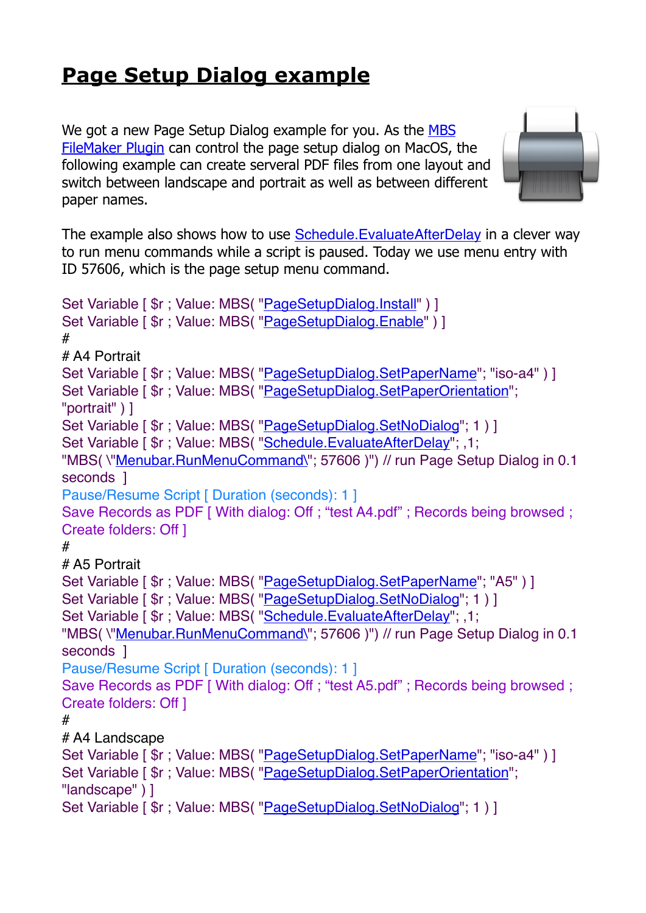# Page Setup Dialog example

We got a new Page Setup Dialog example for you. As the MBS FileMaker Plugin can control the page setup dialog on MacOS, the following example can create serveral PDF files from one layout and switch between landscape and portrait as well as between different paper names.

The example also shows how to use Schedule.EvaluateAfterDelay in a clever way to run menu commands while a script is paused. Today we use menu entry with ID 57606, which is the page setup menu command.

```
Set Variable [ $r ; Value: MBS( "PageSetupDialog.Install" ) ]
Set Variable [ $r ; Value: MBS( "PageSetupDialog.Enable" ) ]
#
# A4 Portrait
Set Variable [ $r ; Value: MBS( "PageSetupDialog.SetPaperName"; "iso-a4" ) ]
Set Variable [ $r ; Value: MBS( "PageSetupDialog.SetPaperOrientation"; "portrait" ) ]
Set Variable [ $r ; Value: MBS( "PageSetupDialog.SetNoDialog"; 1 ) ]
Set Variable [ $r ; Value: MBS( "Schedule.EvaluateAfterDelay"; ,1; "MBS( \"Menubar.RunMenuCommand\"; 57606 )") // run Page Setup Dialog in 0.1 seconds ]
Pause/Resume Script [ Duration (seconds): 1 ]
Save Records as PDF [ With dialog: Off ; “test A4.pdf” ; Records being browsed ; Create folders: Off ]
#
# A5 Portrait
Set Variable [ $r ; Value: MBS( "PageSetupDialog.SetPaperName"; "A5" ) ]
Set Variable [ $r ; Value: MBS( "PageSetupDialog.SetNoDialog"; 1 ) ]
Set Variable [ $r ; Value: MBS( "Schedule.EvaluateAfterDelay"; ,1; "MBS( \"Menubar.RunMenuCommand\"; 57606 )") // run Page Setup Dialog in 0.1 seconds ]
Pause/Resume Script [ Duration (seconds): 1 ]
Save Records as PDF [ With dialog: Off ; “test A5.pdf” ; Records being browsed ; Create folders: Off ]
#
# A4 Landscape
Set Variable [ $r ; Value: MBS( "PageSetupDialog.SetPaperName"; "iso-a4" ) ]
Set Variable [ $r ; Value: MBS( "PageSetupDialog.SetPaperOrientation"; "landscape" ) ]
Set Variable [ $r ; Value: MBS( "PageSetupDialog.SetNoDialog"; 1 ) ]
```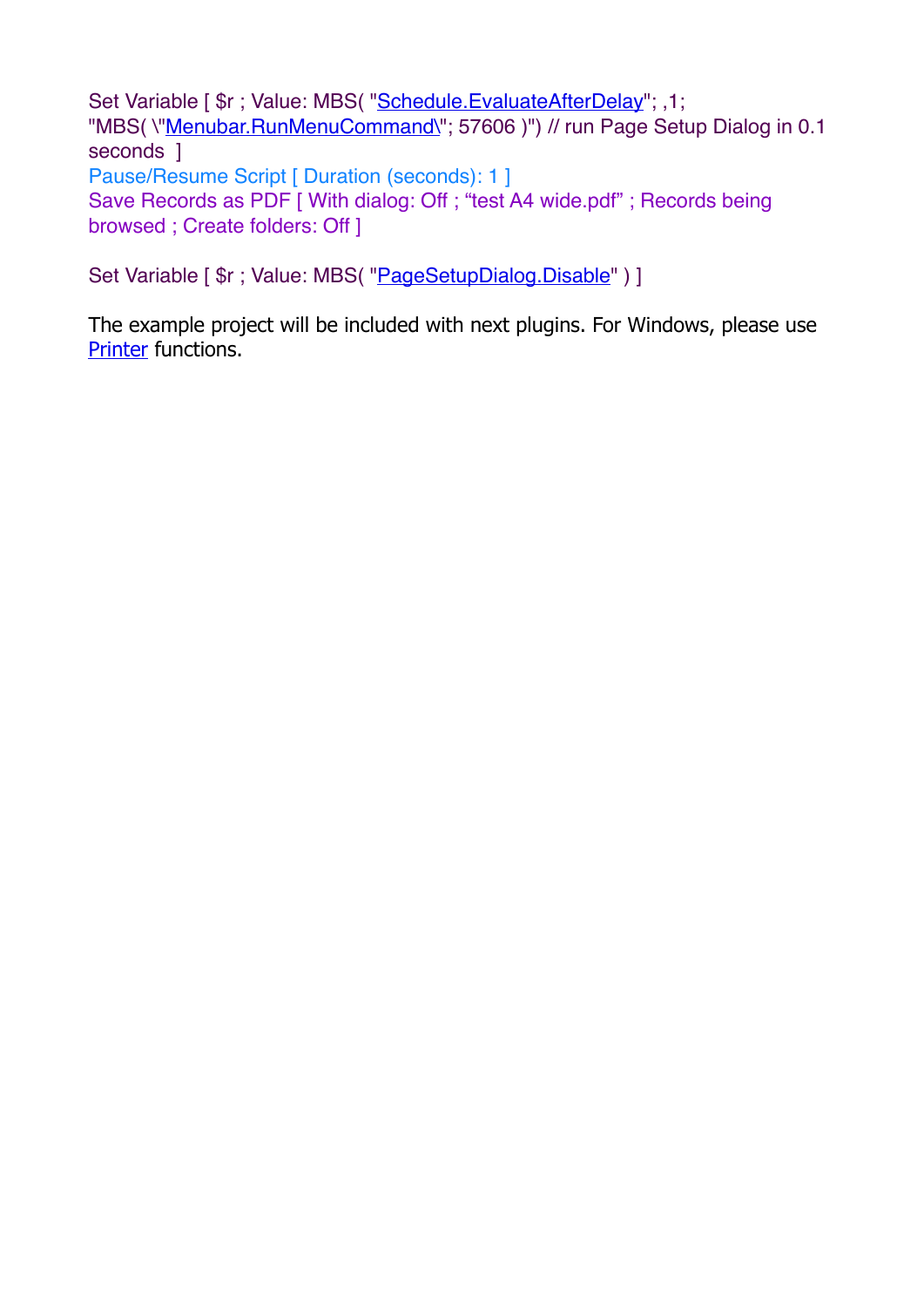```
Set Variable [ $r ; Value: MBS( "Schedule.EvaluateAfterDelay"; ,1; "MBS( \"Menubar.RunMenuCommand\"; 57606 )") // run Page Setup Dialog in 0.1 seconds  ]
Pause/Resume Script [ Duration (seconds): 1 ]
Save Records as PDF [ With dialog: Off ; “test A4 wide.pdf” ; Records being browsed ; Create folders: Off ]

Set Variable [ $r ; Value: MBS( "PageSetupDialog.Disable" ) ]
```

The example project will be included with next plugins. For Windows, please use Printer functions.